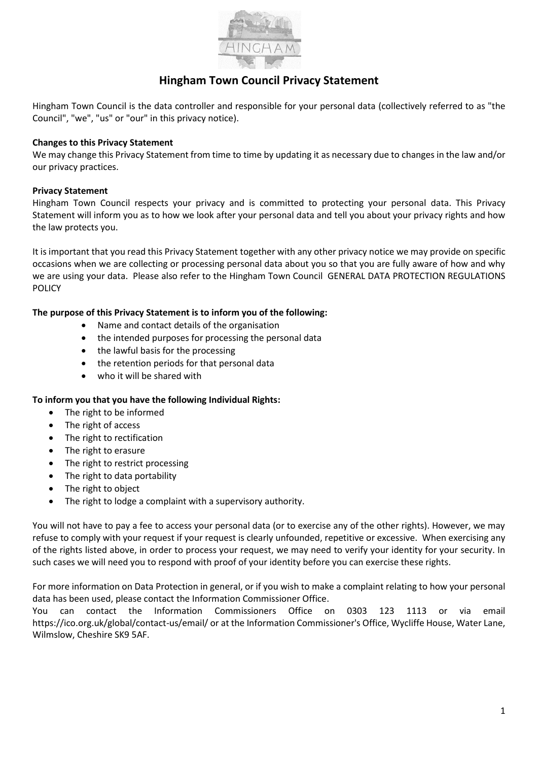# Hingham Town Council Privacy Statement

Hingham Town Council is the data controller and responsible for your personal data (collectively referred to as "the Council", "we", "us" or "our" in this privacy notice).

**Changes to this Privacy Statement**

We may change this Privacy Statement from time to time by updating it as necessary due to changes in the law and/or our privacy practices.

**Privacy Statement**

Hingham Town Council respects your privacy and is committed to protecting your personal data. This Privacy Statement will inform you as to how we look after your personal data and tell you about your privacy rights and how the law protects you.

It is important that you read this Privacy Statement together with any other privacy notice we may provide on specific occasions when we are collecting or processing personal data about you so that you are fully aware of how and why we are using your data. Please also refer to the Hingham Town Council GENERAL DATA PROTECTION REGULATIONS POLICY

**The purpose of this Privacy Statement is to inform you of the following:**

- Name and contact details of the organisation
- the intended purposes for processing the personal data
- the lawful basis for the processing
- the retention periods for that personal data
- who it will be shared with

**To inform you that you have the following Individual Rights:**

- The right to be informed
- The right of access
- The right to rectification
- The right to erasure
- The right to restrict processing
- The right to data portability
- The right to object
- The right to lodge a complaint with a supervisory authority.

You will not have to pay a fee to access your personal data (or to exercise any of the other rights). However, we may refuse to comply with your request if your request is clearly unfounded, repetitive or excessive. When exercising any of the rights listed above, in order to process your request, we may need to verify your identity for your security. In such cases we will need you to respond with proof of your identity before you can exercise these rights.

For more information on Data Protection in general, or if you wish to make a complaint relating to how your personal data has been used, please contact the Information Commissioner Office.

You can contact the Information Commissioners Office on 0303 123 1113 or via email https://ico.org.uk/global/contact-us/email/ or at the Information Commissioner's Office, Wycliffe House, Water Lane, Wilmslow, Cheshire SK9 5AF.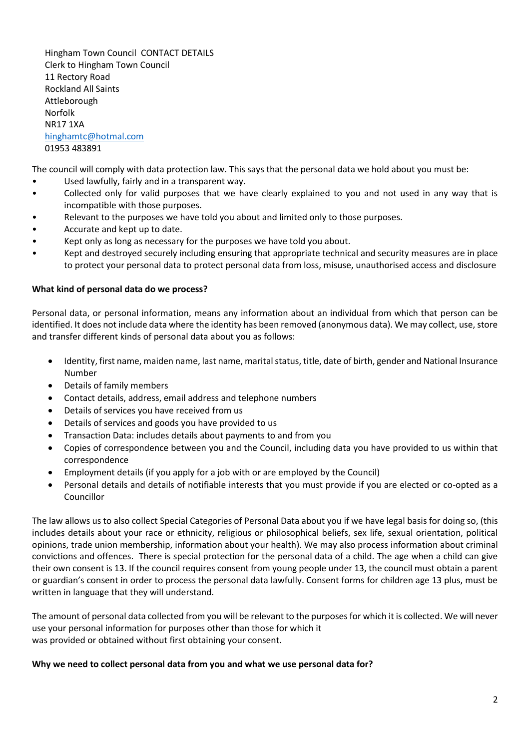Hingham Town Council CONTACT DETAILS
Clerk to Hingham Town Council
11 Rectory Road
Rockland All Saints
Attleborough
Norfolk
NR17 1XA
hinghamtc@hotmal.com
01953 483891

The council will comply with data protection law. This says that the personal data we hold about you must be:

- Used lawfully, fairly and in a transparent way.
- Collected only for valid purposes that we have clearly explained to you and not used in any way that is incompatible with those purposes.
- Relevant to the purposes we have told you about and limited only to those purposes.
- Accurate and kept up to date.
- Kept only as long as necessary for the purposes we have told you about.
- Kept and destroyed securely including ensuring that appropriate technical and security measures are in place to protect your personal data to protect personal data from loss, misuse, unauthorised access and disclosure

**What kind of personal data do we process?**

Personal data, or personal information, means any information about an individual from which that person can be identified. It does not include data where the identity has been removed (anonymous data). We may collect, use, store and transfer different kinds of personal data about you as follows:

- Identity, first name, maiden name, last name, marital status, title, date of birth, gender and National Insurance Number
- Details of family members
- Contact details, address, email address and telephone numbers
- Details of services you have received from us
- Details of services and goods you have provided to us
- Transaction Data: includes details about payments to and from you
- Copies of correspondence between you and the Council, including data you have provided to us within that correspondence
- Employment details (if you apply for a job with or are employed by the Council)
- Personal details and details of notifiable interests that you must provide if you are elected or co-opted as a Councillor

The law allows us to also collect Special Categories of Personal Data about you if we have legal basis for doing so, (this includes details about your race or ethnicity, religious or philosophical beliefs, sex life, sexual orientation, political opinions, trade union membership, information about your health). We may also process information about criminal convictions and offences. There is special protection for the personal data of a child. The age when a child can give their own consent is 13. If the council requires consent from young people under 13, the council must obtain a parent or guardian's consent in order to process the personal data lawfully. Consent forms for children age 13 plus, must be written in language that they will understand.

The amount of personal data collected from you will be relevant to the purposes for which it is collected. We will never use your personal information for purposes other than those for which it was provided or obtained without first obtaining your consent.

**Why we need to collect personal data from you and what we use personal data for?**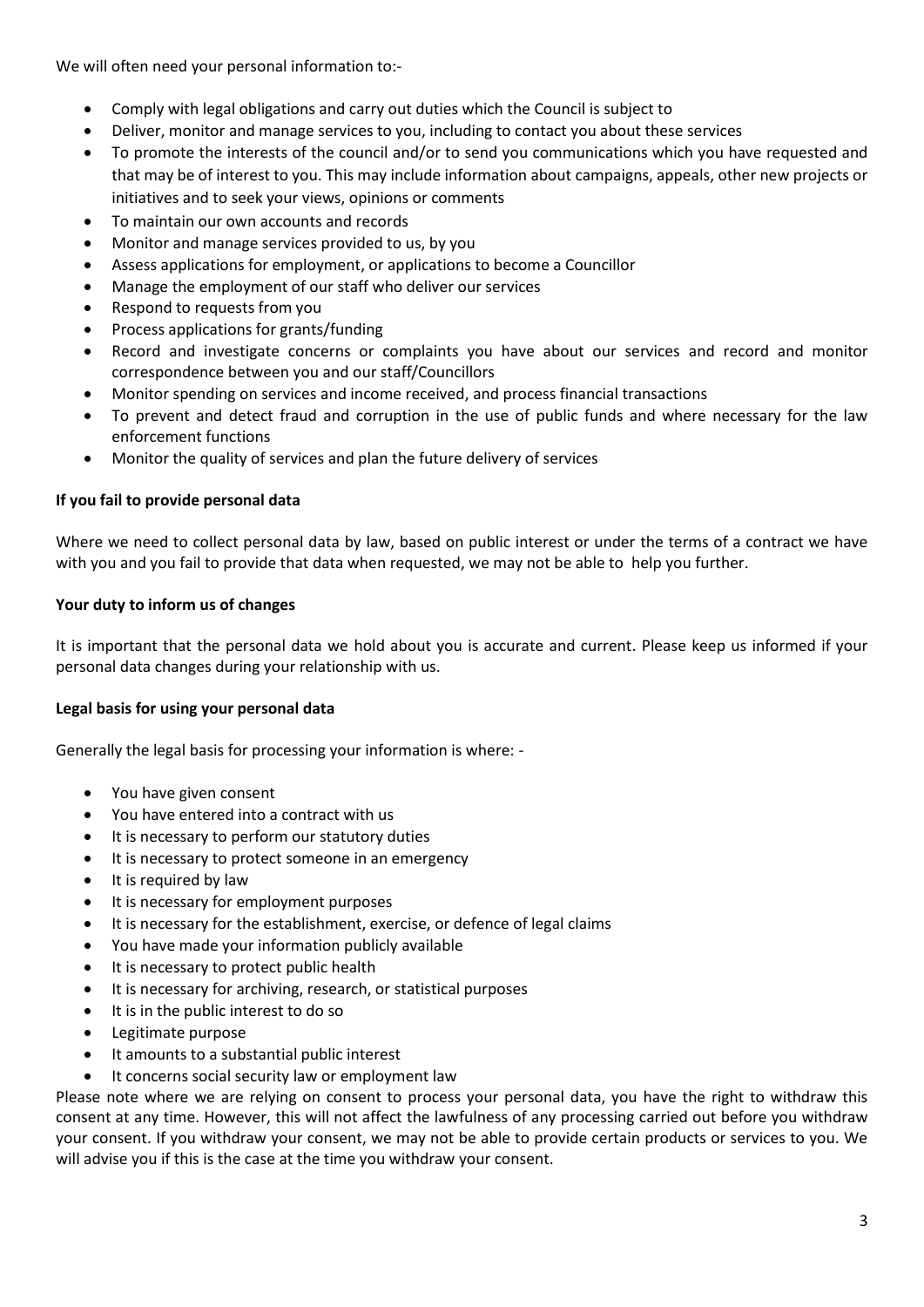We will often need your personal information to:-

- Comply with legal obligations and carry out duties which the Council is subject to
- Deliver, monitor and manage services to you, including to contact you about these services
- To promote the interests of the council and/or to send you communications which you have requested and that may be of interest to you. This may include information about campaigns, appeals, other new projects or initiatives and to seek your views, opinions or comments
- To maintain our own accounts and records
- Monitor and manage services provided to us, by you
- Assess applications for employment, or applications to become a Councillor
- Manage the employment of our staff who deliver our services
- Respond to requests from you
- Process applications for grants/funding
- Record and investigate concerns or complaints you have about our services and record and monitor correspondence between you and our staff/Councillors
- Monitor spending on services and income received, and process financial transactions
- To prevent and detect fraud and corruption in the use of public funds and where necessary for the law enforcement functions
- Monitor the quality of services and plan the future delivery of services

**If you fail to provide personal data**

Where we need to collect personal data by law, based on public interest or under the terms of a contract we have with you and you fail to provide that data when requested, we may not be able to help you further.

**Your duty to inform us of changes**

It is important that the personal data we hold about you is accurate and current. Please keep us informed if your personal data changes during your relationship with us.

**Legal basis for using your personal data**

Generally the legal basis for processing your information is where: -

- You have given consent
- You have entered into a contract with us
- It is necessary to perform our statutory duties
- It is necessary to protect someone in an emergency
- It is required by law
- It is necessary for employment purposes
- It is necessary for the establishment, exercise, or defence of legal claims
- You have made your information publicly available
- It is necessary to protect public health
- It is necessary for archiving, research, or statistical purposes
- It is in the public interest to do so
- Legitimate purpose
- It amounts to a substantial public interest
- It concerns social security law or employment law

Please note where we are relying on consent to process your personal data, you have the right to withdraw this consent at any time. However, this will not affect the lawfulness of any processing carried out before you withdraw your consent. If you withdraw your consent, we may not be able to provide certain products or services to you. We will advise you if this is the case at the time you withdraw your consent.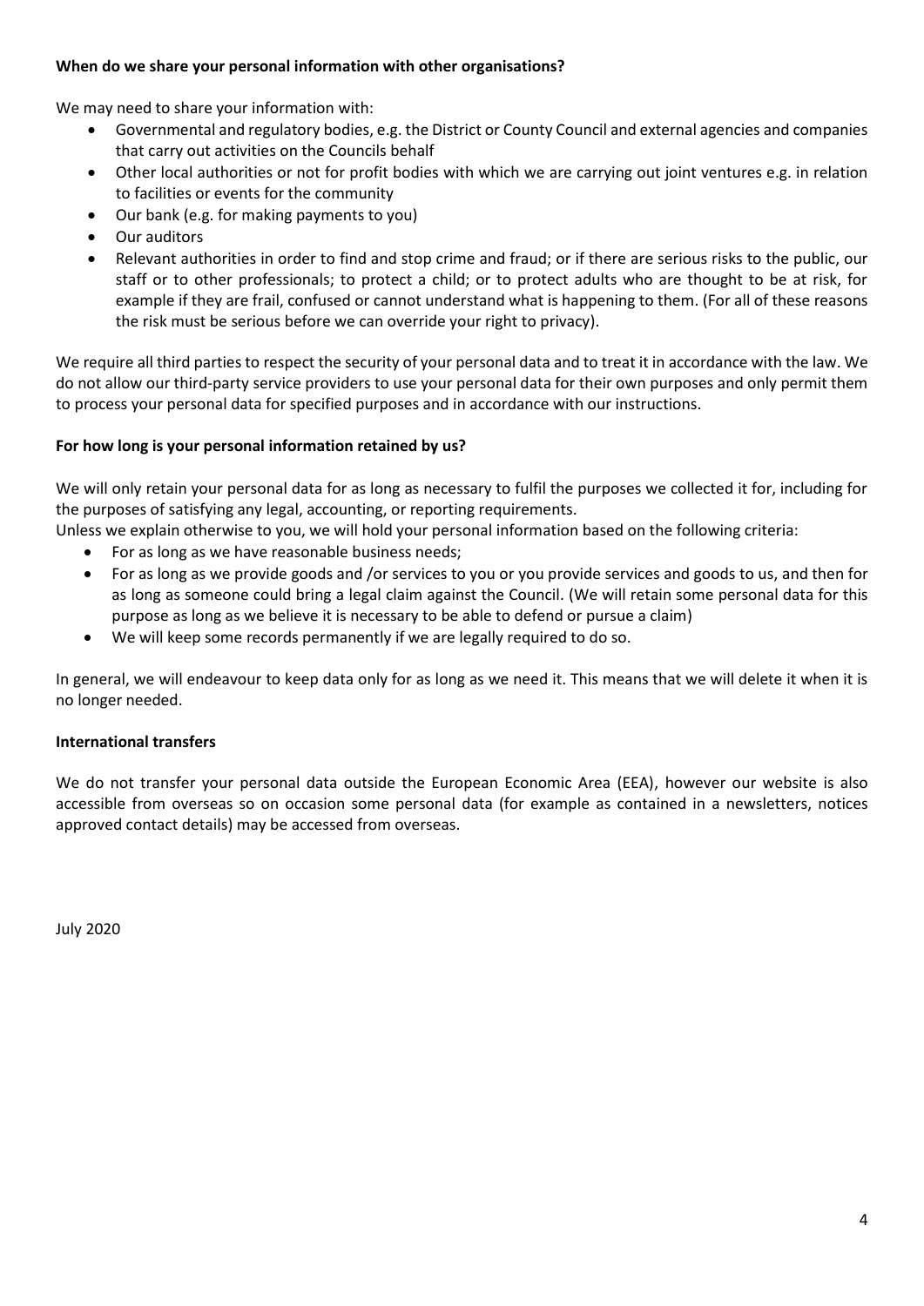**When do we share your personal information with other organisations?**

We may need to share your information with:

- Governmental and regulatory bodies, e.g. the District or County Council and external agencies and companies that carry out activities on the Councils behalf
- Other local authorities or not for profit bodies with which we are carrying out joint ventures e.g. in relation to facilities or events for the community
- Our bank (e.g. for making payments to you)
- Our auditors
- Relevant authorities in order to find and stop crime and fraud; or if there are serious risks to the public, our staff or to other professionals; to protect a child; or to protect adults who are thought to be at risk, for example if they are frail, confused or cannot understand what is happening to them. (For all of these reasons the risk must be serious before we can override your right to privacy).

We require all third parties to respect the security of your personal data and to treat it in accordance with the law. We do not allow our third-party service providers to use your personal data for their own purposes and only permit them to process your personal data for specified purposes and in accordance with our instructions.

**For how long is your personal information retained by us?**

We will only retain your personal data for as long as necessary to fulfil the purposes we collected it for, including for the purposes of satisfying any legal, accounting, or reporting requirements.
Unless we explain otherwise to you, we will hold your personal information based on the following criteria:

- For as long as we have reasonable business needs;
- For as long as we provide goods and /or services to you or you provide services and goods to us, and then for as long as someone could bring a legal claim against the Council. (We will retain some personal data for this purpose as long as we believe it is necessary to be able to defend or pursue a claim)
- We will keep some records permanently if we are legally required to do so.

In general, we will endeavour to keep data only for as long as we need it. This means that we will delete it when it is no longer needed.

**International transfers**

We do not transfer your personal data outside the European Economic Area (EEA), however our website is also accessible from overseas so on occasion some personal data (for example as contained in a newsletters, notices approved contact details) may be accessed from overseas.

July 2020